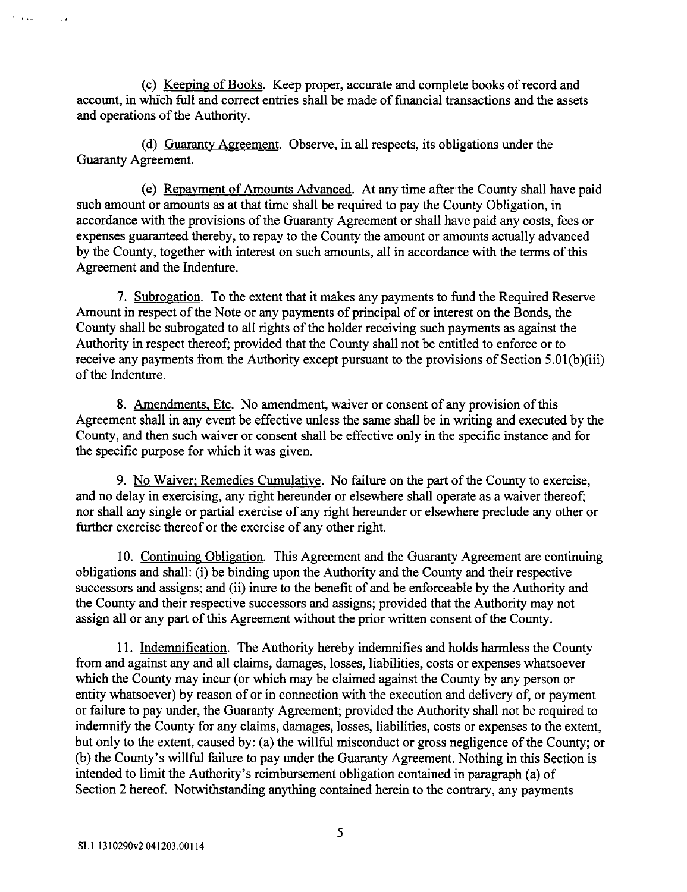(c) Keeping of Books. Keep proper, accurate and complete books of record and account, in which full and correct entries shall be made of financial transactions and the assets and operations of the Authority.

(d) Guaranty Agreement. Observe, in all respects, its obligations under the Guaranty Agreement.

(e) Repayment of Amounts Advanced. At any time after the County shall have paid such amount or amounts as at that time shall be required to pay the County Obligation, in accordance with the provisions of the Guaranty Agreement or shall have paid any costs, fees or expenses guaranteed thereby, to repay to the County the amount or amounts actually advanced by the County, together with interest on such amounts, all in accordance with the terms of this Agreement and the Indenture.

7. Subrogation. To the extent that it makes any payments to fund the Required Reserve Amount in respect of the Note or any payments of principal of or interest on the Bonds, the County shall be subrogated to all rights of the holder receiving such payments as against the Authority in respect thereof; provided that the County shall not be entitled to enforce or to receive any payments from the Authority except pursuant to the provisions of Section 5.01(b)(iii) of the Indenture.

8. Amendments, Etc. No amendment, waiver or consent of any provision of this Agreement shall in any event be effective unless the same shall be in writing and executed by the County, and then such waiver or consent shall be effective only in the specific instance and for the specific purpose for which it was given.

9. No Waiver; Remedies Cumulative. No failure on the part of the County to exercise, and no delay in exercising, any right hereunder or elsewhere shall operate as a waiver thereof; nor shall any single or partial exercise of any right hereunder or elsewhere preclude any other or further exercise thereof or the exercise of any other right.

10. Continuing Obligation. This Agreement and the Guaranty Agreement are continuing obligations and shall: (i) be binding upon the Authority and the County and their respective successors and assigns; and (ii) inure to the benefit of and be enforceable by the Authority and the County and their respective successors and assigns; provided that the Authority may not assign all or any part of this Agreement without the prior written consent of the County.

11. Indemnification. The Authority hereby indemnifies and holds harmless the County from and against any and all claims, damages, losses, liabilities, costs or expenses whatsoever which the County may incur (or which may be claimed against the County by any person or entity whatsoever) by reason of or in connection with the execution and delivery of, or payment or failure to pay under, the Guaranty Agreement; provided the Authority shall not be required to indemnify the County for any claims, damages, losses, liabilities, costs or expenses to the extent, but only to the extent, caused by: (a) the willful misconduct or gross negligence of the County; or (b) the County's willful failure to pay under the Guaranty Agreement. Nothing in this Section is intended to limit the Authority's reimbursement obligation contained in paragraph (a) of Section 2 hereof. Notwithstanding anything contained herein to the contrary, any payments

SL1 1310290v2 041203.00114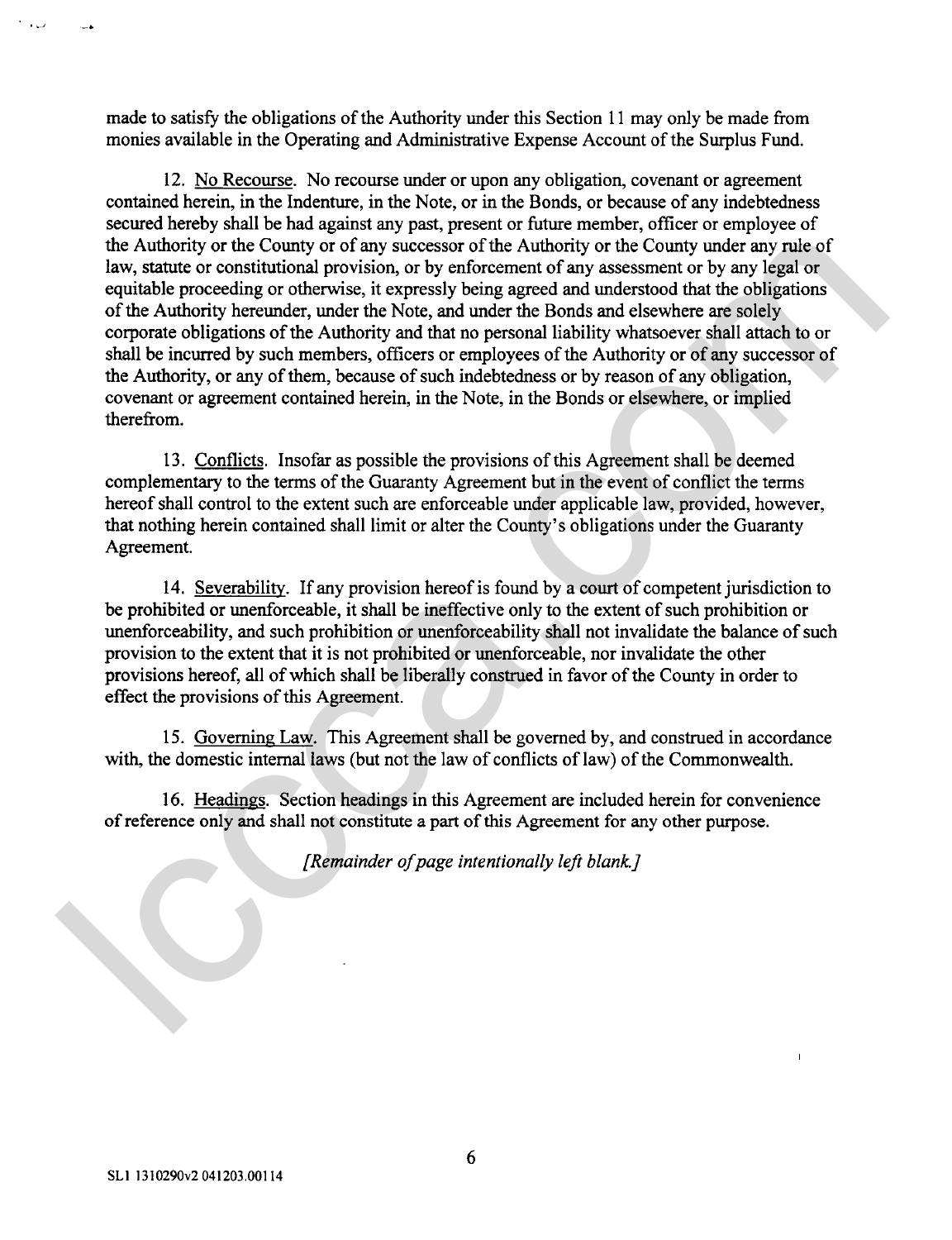made to satisfy the obligations of the Authority under this Section 11 may only be made from monies available in the Operating and Administrative Expense Account of the Surplus Fund.

12. <u>No Recourse</u>. No recourse under or upon any obligation, covenant or agreement contained herein, in the Indenture, in the Note, or in the Bonds, or because of any indebtedness secured hereby shall be had against any past, present or future member, officer or employee of the Authority or the County or of any successor of the Authority or the County under any rule of law, statute or constitutional provision, or by enforcement of any assessment or by any legal or equitable proceeding or otherwise, it expressly being agreed and understood that the obligations of the Authority hereunder, under the Note, and under the Bonds and elsewhere are solely corporate obligations of the Authority and that no personal liability whatsoever shall attach to or shall be incurred by such members, officers or employees of the Authority or of any successor of the Authority, or any of them, because of such indebtedness or by reason of any obligation, covenant or agreement contained herein, in the Note, in the Bonds or elsewhere, or implied therefrom.

13. <u>Conflicts</u>. Insofar as possible the provisions of this Agreement shall be deemed complementary to the terms of the Guaranty Agreement but in the event of conflict the terms hereof shall control to the extent such are enforceable under applicable law, provided, however, that nothing herein contained shall limit or alter the County's obligations under the Guaranty Agreement.

14. <u>Severability</u>. If any provision hereof is found by a court of competent jurisdiction to be prohibited or unenforceable, it shall be ineffective only to the extent of such prohibition or unenforceability, and such prohibition or unenforceability shall not invalidate the balance of such provision to the extent that it is not prohibited or unenforceable, nor invalidate the other provisions hereof, all of which shall be liberally construed in favor of the County in order to effect the provisions of this Agreement.

15. <u>Governing Law</u>. This Agreement shall be governed by, and construed in accordance with, the domestic internal laws (but not the law of conflicts of law) of the Commonwealth.

16. <u>Headings</u>. Section headings in this Agreement are included herein for convenience of reference only and shall not constitute a part of this Agreement for any other purpose.

*[Remainder of page intentionally left blank.]*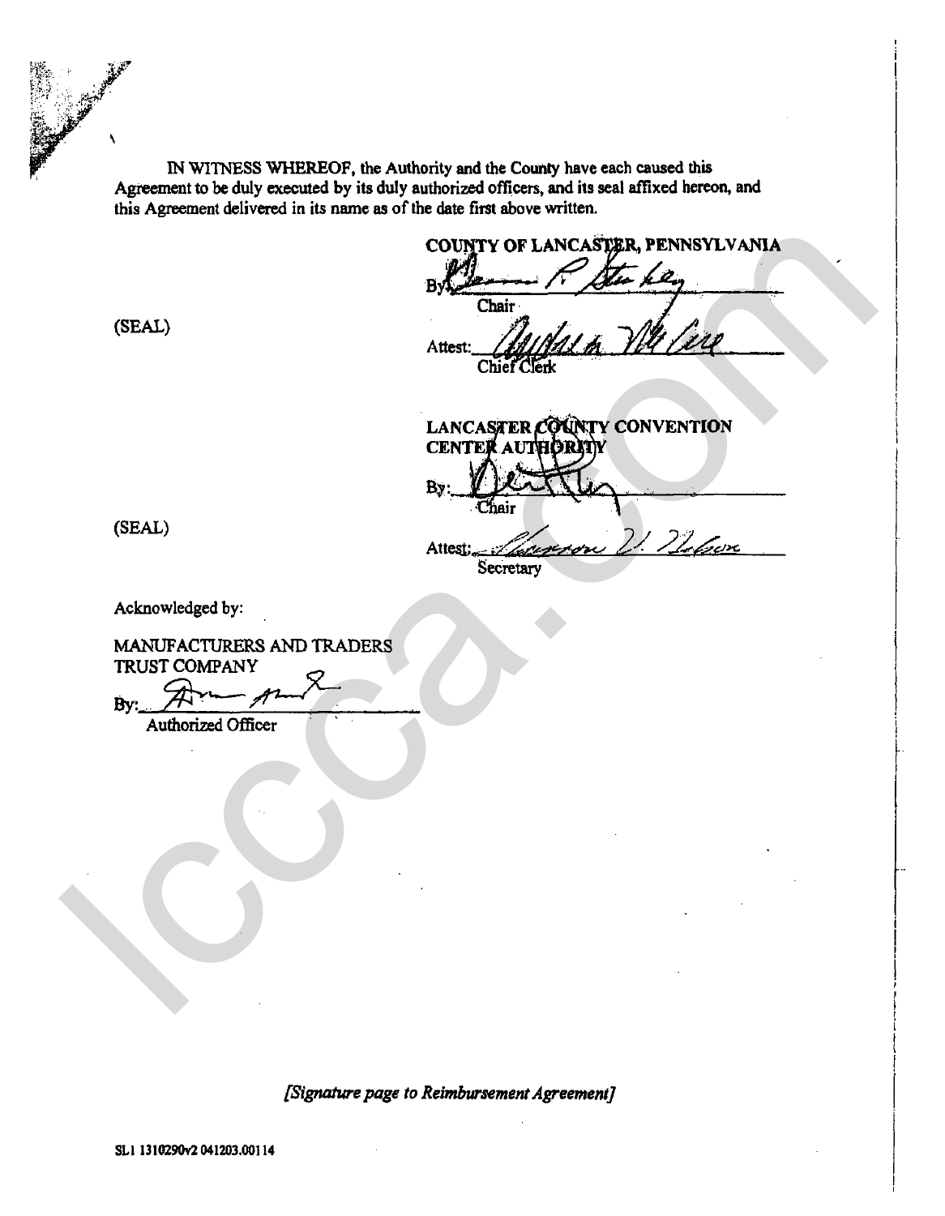IN WITNESS WHEREOF, the Authority and the County have each caused this Agreement to be duly executed by its duly authorized officers, and its seal affixed hereon, and this Agreement delivered in its name as of the date first above written.

**COUNTY OF LANCASTER, PENNSYLVANIA**

By: ______________________
Chair

(SEAL)

Attest: ______________________
Chief Clerk

**LANCASTER COUNTY CONVENTION CENTER AUTHORITY**

By: ______________________
Chair

(SEAL)

Attest: ______________________
Secretary

Acknowledged by:

MANUFACTURERS AND TRADERS TRUST COMPANY

By: ______________________
Authorized Officer

*[Signature page to Reimbursement Agreement]*

SL1 1310290v2 041203.00114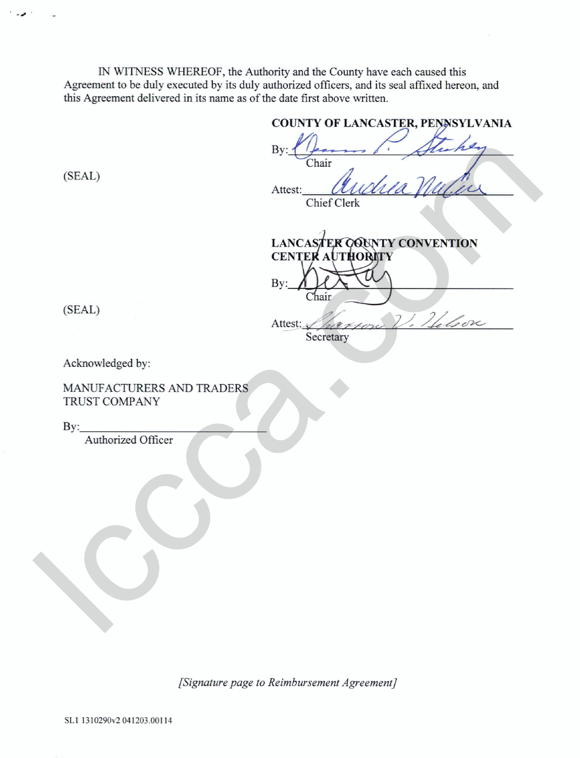IN WITNESS WHEREOF, the Authority and the County have each caused this Agreement to be duly executed by its duly authorized officers, and its seal affixed hereon, and this Agreement delivered in its name as of the date first above written.

**COUNTY OF LANCASTER, PENNSYLVANIA**

(SEAL)

By: ______________________________
Chair

Attest: ______________________________
Chief Clerk

**LANCASTER COUNTY CONVENTION CENTER AUTHORITY**

(SEAL)

By: ______________________________
Chair

Attest: ______________________________
Secretary

Acknowledged by:

MANUFACTURERS AND TRADERS TRUST COMPANY

By: ______________________________
Authorized Officer

*[Signature page to Reimbursement Agreement]*

SL1 1310290v2 041203.00114